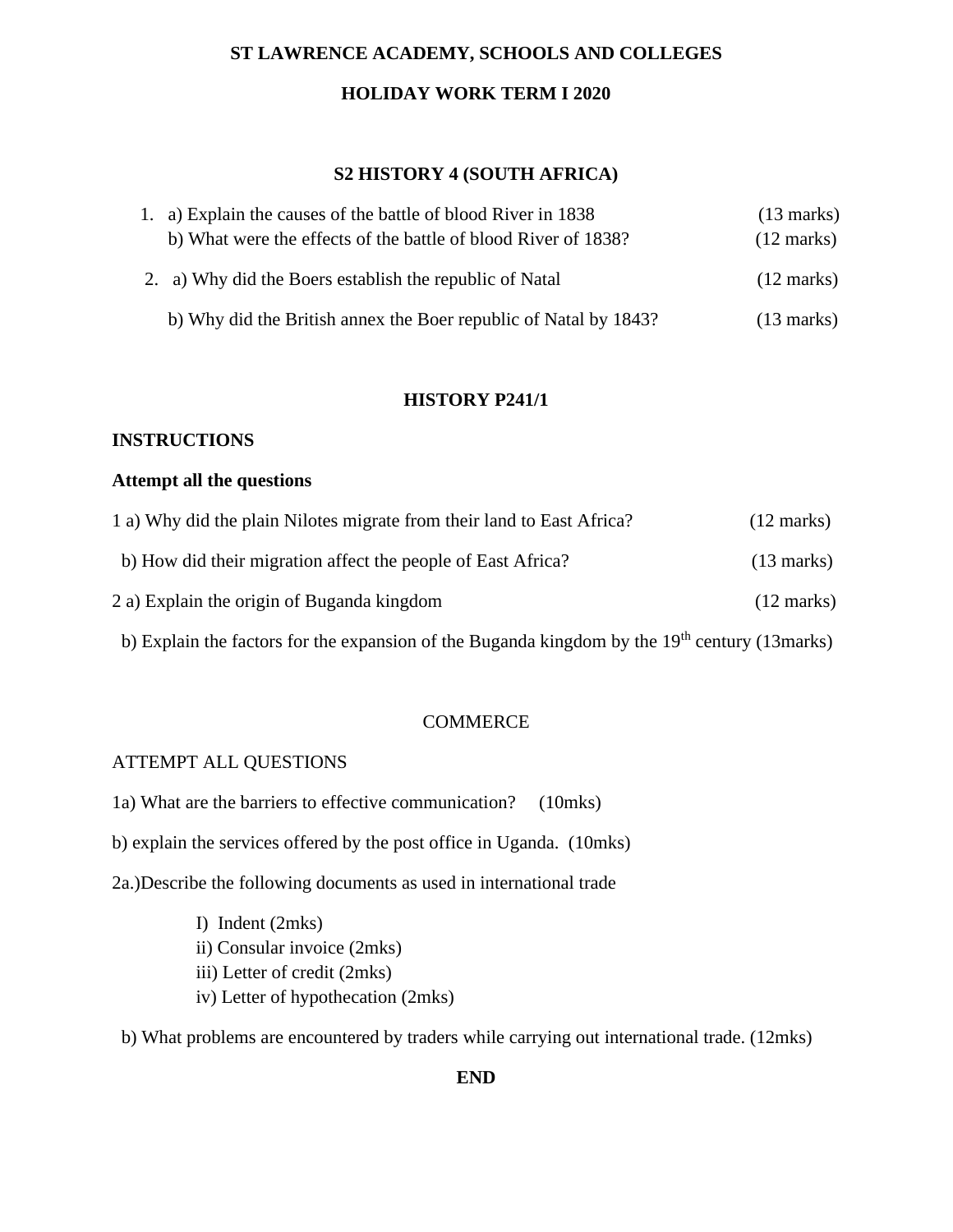**ST LAWRENCE ACADEMY, SCHOOLS AND COLLEGES**

**HOLIDAY WORK TERM I 2020**

**S2 HISTORY 4 (SOUTH AFRICA)**

1. a) Explain the causes of the battle of blood River in 1838 (13 marks)
   b) What were the effects of the battle of blood River of 1838? (12 marks)

2. a) Why did the Boers establish the republic of Natal (12 marks)

   b) Why did the British annex the Boer republic of Natal by 1843? (13 marks)

**HISTORY P241/1**

**INSTRUCTIONS**

**Attempt all the questions**

1 a) Why did the plain Nilotes migrate from their land to East Africa? (12 marks)

b) How did their migration affect the people of East Africa? (13 marks)

2 a) Explain the origin of Buganda kingdom (12 marks)

b) Explain the factors for the expansion of the Buganda kingdom by the 19th century (13marks)

COMMERCE

ATTEMPT ALL QUESTIONS

1a) What are the barriers to effective communication? (10mks)

b) explain the services offered by the post office in Uganda. (10mks)

2a.)Describe the following documents as used in international trade

I) Indent (2mks)
ii) Consular invoice (2mks)
iii) Letter of credit (2mks)
iv) Letter of hypothecation (2mks)

b) What problems are encountered by traders while carrying out international trade. (12mks)

**END**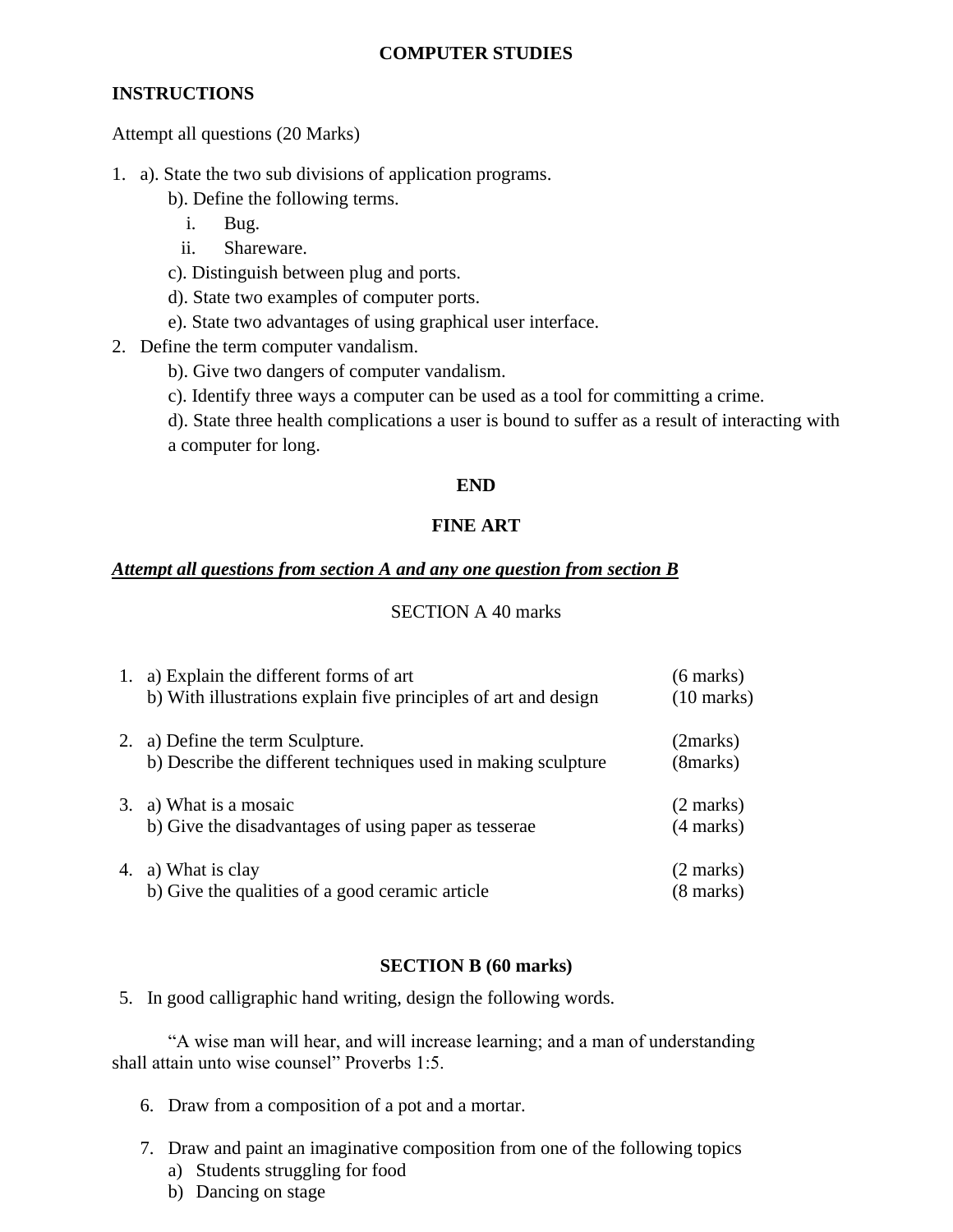## COMPUTER STUDIES

**INSTRUCTIONS**

Attempt all questions (20 Marks)

1. a). State the two sub divisions of application programs.
   b). Define the following terms.
      i. Bug.
      ii. Shareware.
   c). Distinguish between plug and ports.
   d). State two examples of computer ports.
   e). State two advantages of using graphical user interface.
2. Define the term computer vandalism.
   b). Give two dangers of computer vandalism.
   c). Identify three ways a computer can be used as a tool for committing a crime.
   d). State three health complications a user is bound to suffer as a result of interacting with a computer for long.

**END**

## FINE ART

***Attempt all questions from section A and any one question from section B***

SECTION A 40 marks

1. a) Explain the different forms of art (6 marks)
   b) With illustrations explain five principles of art and design (10 marks)

2. a) Define the term Sculpture. (2marks)
   b) Describe the different techniques used in making sculpture (8marks)

3. a) What is a mosaic (2 marks)
   b) Give the disadvantages of using paper as tesserae (4 marks)

4. a) What is clay (2 marks)
   b) Give the qualities of a good ceramic article (8 marks)

**SECTION B (60 marks)**

5. In good calligraphic hand writing, design the following words.

   "A wise man will hear, and will increase learning; and a man of understanding shall attain unto wise counsel" Proverbs 1:5.

6. Draw from a composition of a pot and a mortar.

7. Draw and paint an imaginative composition from one of the following topics
   a) Students struggling for food
   b) Dancing on stage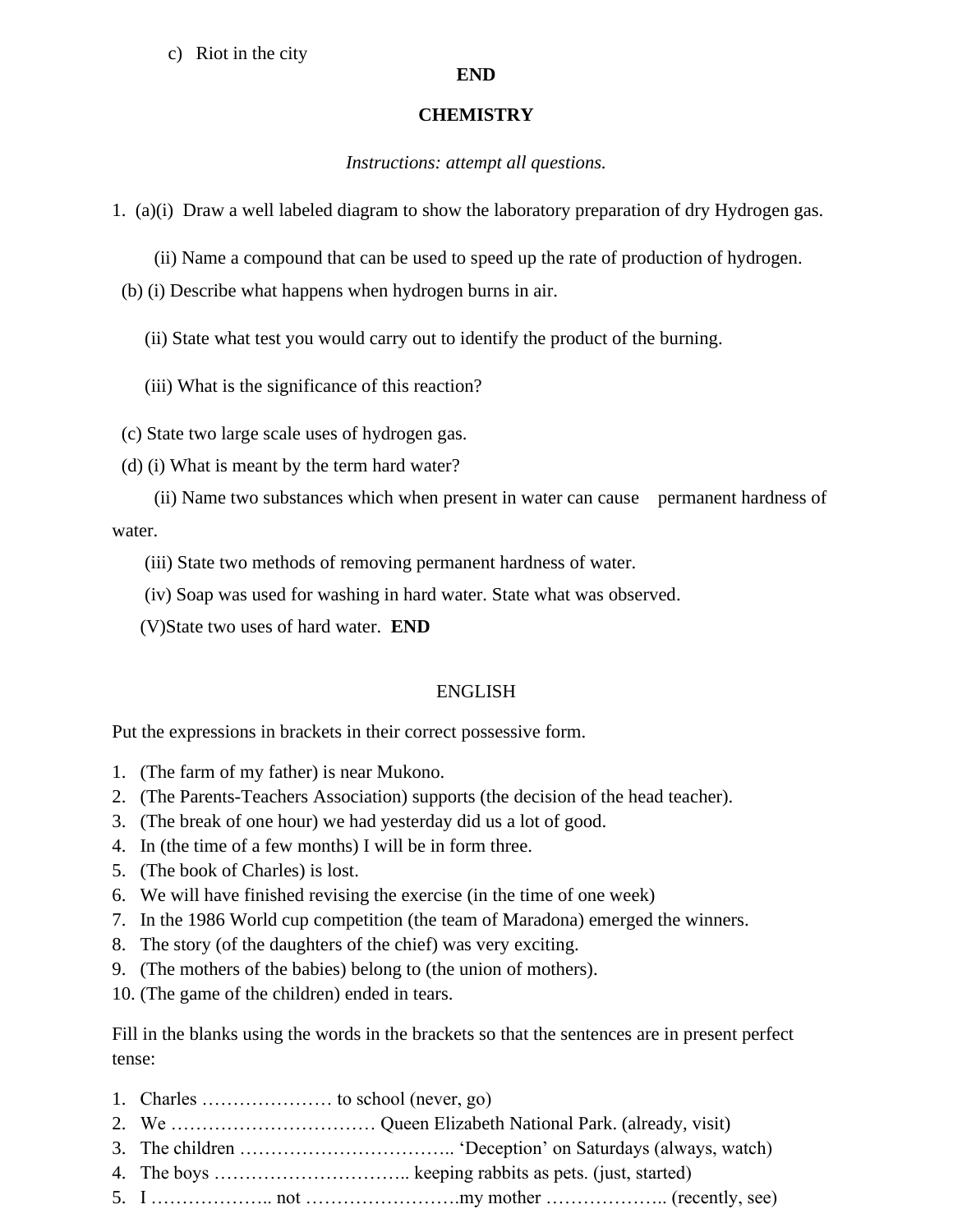c) Riot in the city

**END**

## CHEMISTRY

*Instructions: attempt all questions.*

1. (a)(i) Draw a well labeled diagram to show the laboratory preparation of dry Hydrogen gas.

   (ii) Name a compound that can be used to speed up the rate of production of hydrogen.

   (b) (i) Describe what happens when hydrogen burns in air.

   (ii) State what test you would carry out to identify the product of the burning.

   (iii) What is the significance of this reaction?

   (c) State two large scale uses of hydrogen gas.

   (d) (i) What is meant by the term hard water?

   (ii) Name two substances which when present in water can cause permanent hardness of water.

   (iii) State two methods of removing permanent hardness of water.

   (iv) Soap was used for washing in hard water. State what was observed.

   (V)State two uses of hard water. **END**

## ENGLISH

Put the expressions in brackets in their correct possessive form.

1. (The farm of my father) is near Mukono.
2. (The Parents-Teachers Association) supports (the decision of the head teacher).
3. (The break of one hour) we had yesterday did us a lot of good.
4. In (the time of a few months) I will be in form three.
5. (The book of Charles) is lost.
6. We will have finished revising the exercise (in the time of one week)
7. In the 1986 World cup competition (the team of Maradona) emerged the winners.
8. The story (of the daughters of the chief) was very exciting.
9. (The mothers of the babies) belong to (the union of mothers).
10. (The game of the children) ended in tears.

Fill in the blanks using the words in the brackets so that the sentences are in present perfect tense:

1. Charles ………………… to school (never, go)
2. We …………………………… Queen Elizabeth National Park. (already, visit)
3. The children …………………………….. 'Deception' on Saturdays (always, watch)
4. The boys ………………………….. keeping rabbits as pets. (just, started)
5. I ……………….. not …………………….my mother ……………….. (recently, see)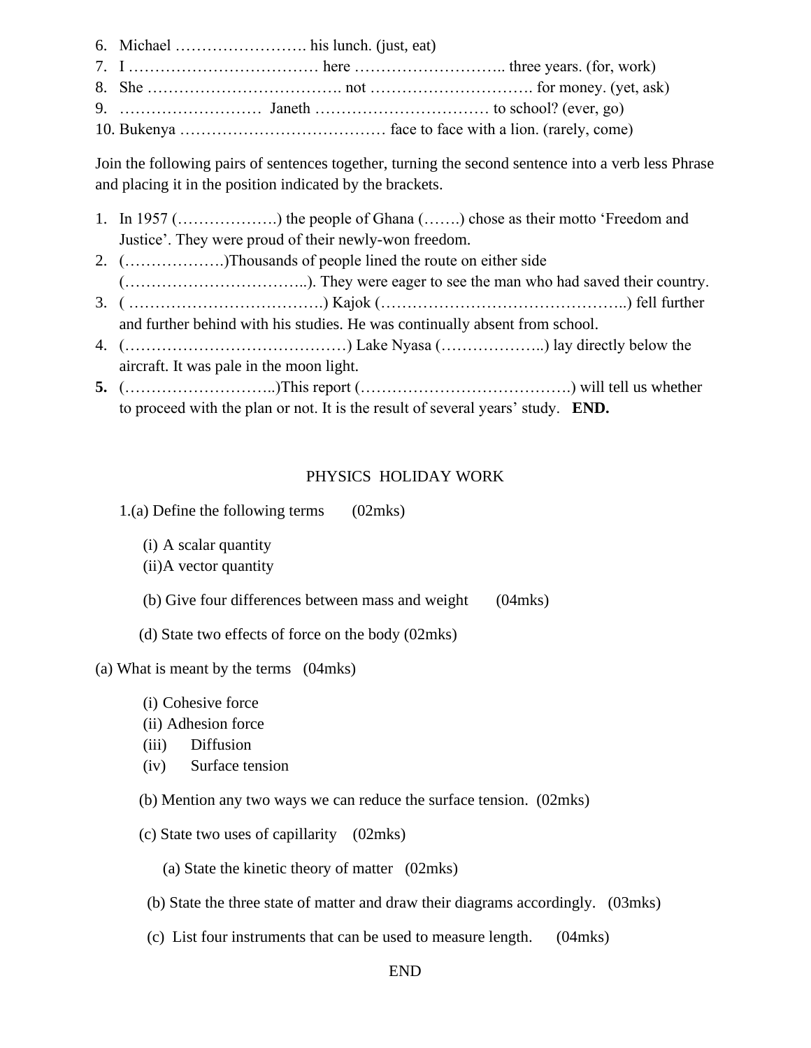6. Michael ……………………. his lunch. (just, eat)
7. I ……………………………… here ……………………….. three years. (for, work)
8. She ………………………………. not …………………………. for money. (yet, ask)
9. ………………………  Janeth …………………………… to school? (ever, go)
10. Bukenya ………………………………… face to face with a lion. (rarely, come)

Join the following pairs of sentences together, turning the second sentence into a verb less Phrase and placing it in the position indicated by the brackets.

1. In 1957 (……………….) the people of Ghana (…….) chose as their motto 'Freedom and Justice'. They were proud of their newly-won freedom.
2. (……………….)Thousands of people lined the route on either side (……………………………..). They were eager to see the man who had saved their country.
3. ( ……………………………….) Kajok (………………………………………..) fell further and further behind with his studies. He was continually absent from school.
4. (……………………………………) Lake Nyasa (………………..) lay directly below the aircraft. It was pale in the moon light.
5. (………………………..)This report (………………………………….) will tell us whether to proceed with the plan or not. It is the result of several years' study. **END.**

## PHYSICS HOLIDAY WORK

1.(a) Define the following terms (02mks)

(i) A scalar quantity
(ii)A vector quantity

(b) Give four differences between mass and weight (04mks)

(d) State two effects of force on the body (02mks)

(a) What is meant by the terms (04mks)

(i) Cohesive force
(ii) Adhesion force
(iii) Diffusion
(iv) Surface tension

(b) Mention any two ways we can reduce the surface tension. (02mks)

(c) State two uses of capillarity (02mks)

(a) State the kinetic theory of matter (02mks)

(b) State the three state of matter and draw their diagrams accordingly. (03mks)

(c) List four instruments that can be used to measure length. (04mks)

END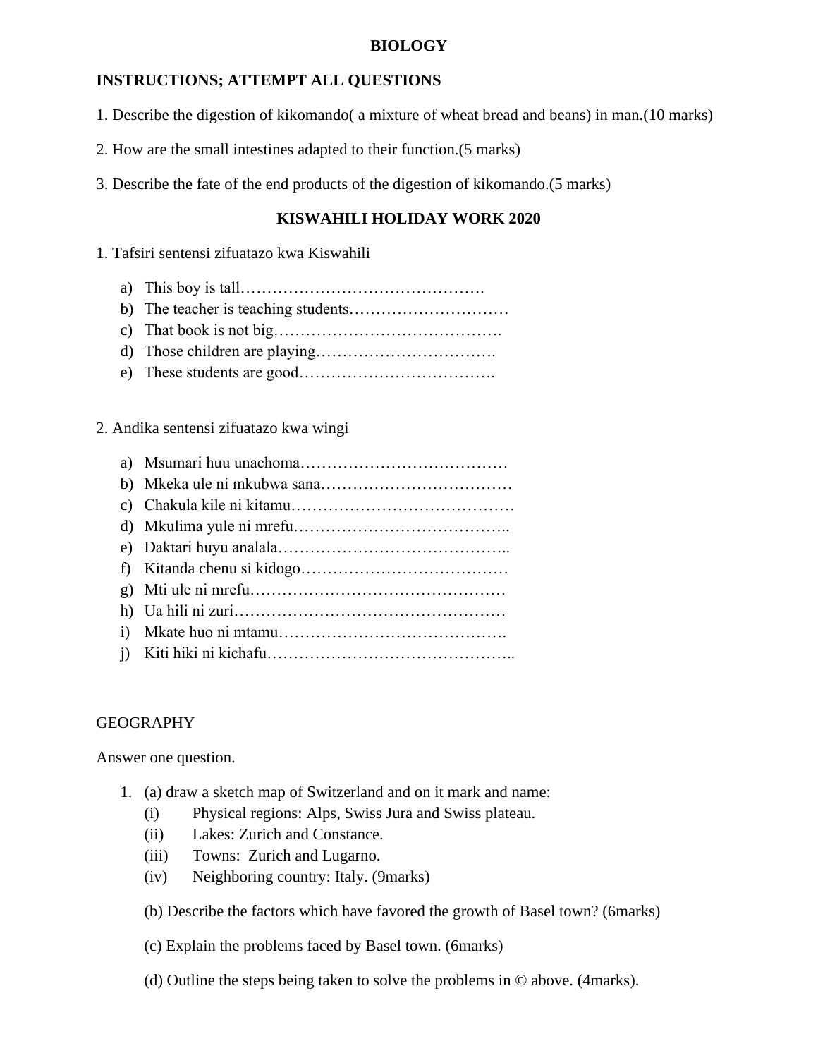# BIOLOGY

**INSTRUCTIONS; ATTEMPT ALL QUESTIONS**

1. Describe the digestion of kikomando( a mixture of wheat bread and beans) in man.(10 marks)

2. How are the small intestines adapted to their function.(5 marks)

3. Describe the fate of the end products of the digestion of kikomando.(5 marks)

# KISWAHILI HOLIDAY WORK 2020

1. Tafsiri sentensi zifuatazo kwa Kiswahili

   a) This boy is tall……………………………………….
   b) The teacher is teaching students…………………………
   c) That book is not big…………………………………….
   d) Those children are playing…………………………….
   e) These students are good……………………………….

2. Andika sentensi zifuatazo kwa wingi

   a) Msumari huu unachoma…………………………………
   b) Mkeka ule ni mkubwa sana………………………………
   c) Chakula kile ni kitamu……………………………………
   d) Mkulima yule ni mrefu…………………………………..
   e) Daktari huyu analala……………………………………..
   f) Kitanda chenu si kidogo…………………………………
   g) Mti ule ni mrefu…………………………………………
   h) Ua hili ni zuri……………………………………………
   i) Mkate huo ni mtamu…………………………………….
   j) Kiti hiki ni kichafu………………………………………..

GEOGRAPHY

Answer one question.

1. (a) draw a sketch map of Switzerland and on it mark and name:
   (i) Physical regions: Alps, Swiss Jura and Swiss plateau.
   (ii) Lakes: Zurich and Constance.
   (iii) Towns: Zurich and Lugarno.
   (iv) Neighboring country: Italy. (9marks)

   (b) Describe the factors which have favored the growth of Basel town? (6marks)

   (c) Explain the problems faced by Basel town. (6marks)

   (d) Outline the steps being taken to solve the problems in © above. (4marks).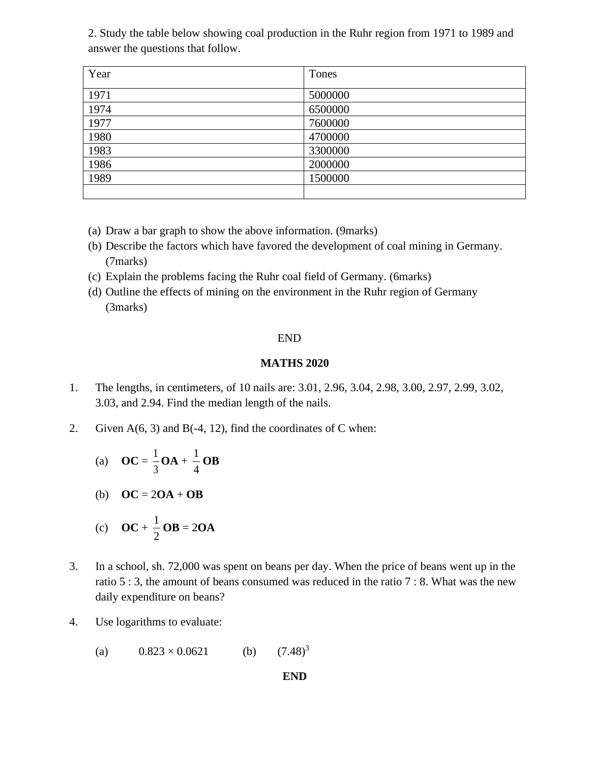2. Study the table below showing coal production in the Ruhr region from 1971 to 1989 and answer the questions that follow.

| Year | Tones |
|---|---|
| 1971 | 5000000 |
| 1974 | 6500000 |
| 1977 | 7600000 |
| 1980 | 4700000 |
| 1983 | 3300000 |
| 1986 | 2000000 |
| 1989 | 1500000 |
| | |

(a) Draw a bar graph to show the above information. (9marks)

(b) Describe the factors which have favored the development of coal mining in Germany. (7marks)

(c) Explain the problems facing the Ruhr coal field of Germany. (6marks)

(d) Outline the effects of mining on the environment in the Ruhr region of Germany (3marks)

END

**MATHS 2020**

1. The lengths, in centimeters, of 10 nails are: 3.01, 2.96, 3.04, 2.98, 3.00, 2.97, 2.99, 3.02, 3.03, and 2.94. Find the median length of the nails.

2. Given A(6, 3) and B(-4, 12), find the coordinates of C when:

   (a) $\mathbf{OC} = \frac{1}{3}\mathbf{OA} + \frac{1}{4}\mathbf{OB}$

   (b) $\mathbf{OC} = 2\mathbf{OA} + \mathbf{OB}$

   (c) $\mathbf{OC} + \frac{1}{2}\mathbf{OB} = 2\mathbf{OA}$

3. In a school, sh. 72,000 was spent on beans per day. When the price of beans went up in the ratio 5 : 3, the amount of beans consumed was reduced in the ratio 7 : 8. What was the new daily expenditure on beans?

4. Use logarithms to evaluate:

   (a) $0.823 \times 0.0621$ (b) $(7.48)^3$

**END**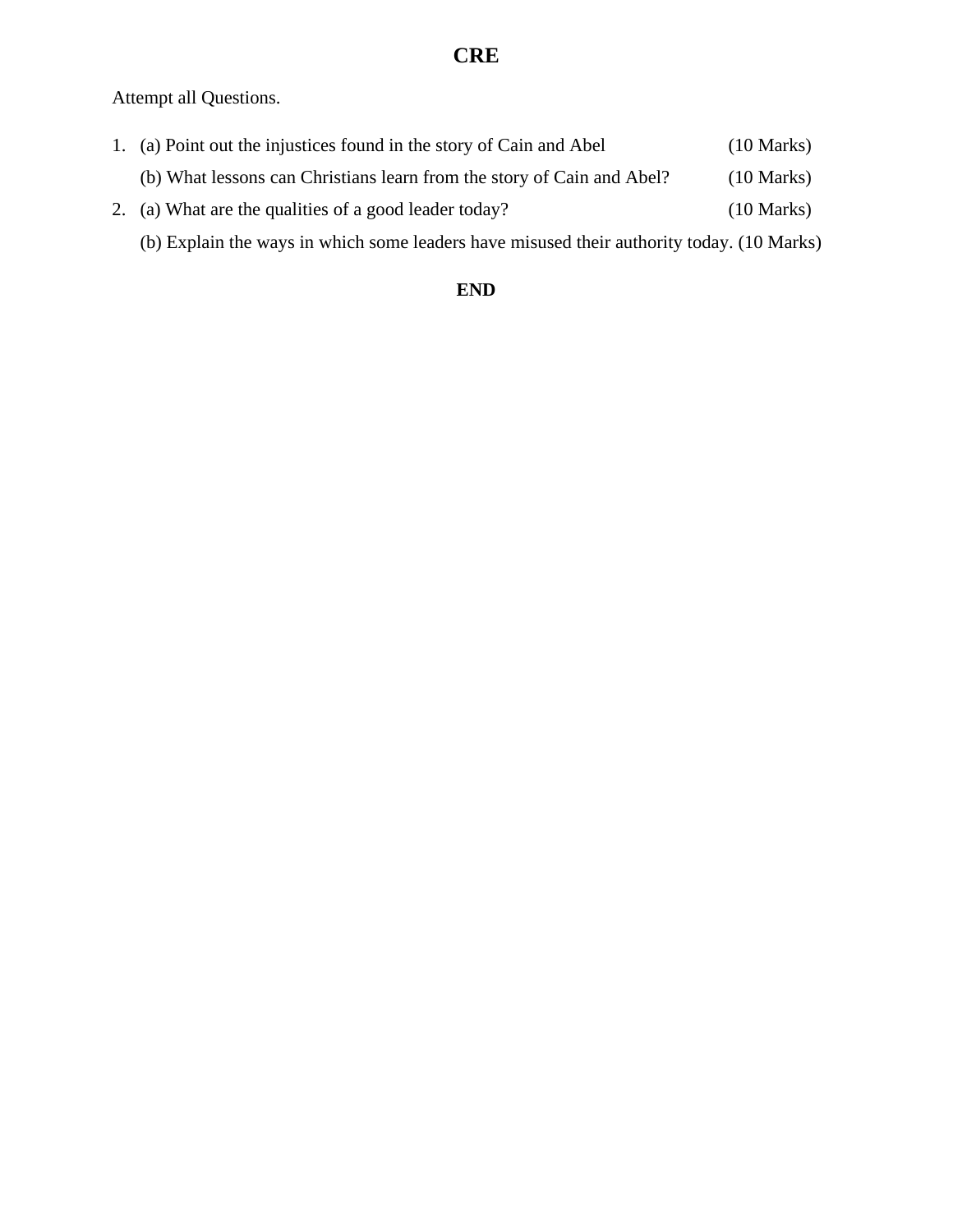# CRE

Attempt all Questions.

1. (a) Point out the injustices found in the story of Cain and Abel (10 Marks)

   (b) What lessons can Christians learn from the story of Cain and Abel? (10 Marks)

2. (a) What are the qualities of a good leader today? (10 Marks)

   (b) Explain the ways in which some leaders have misused their authority today. (10 Marks)

**END**